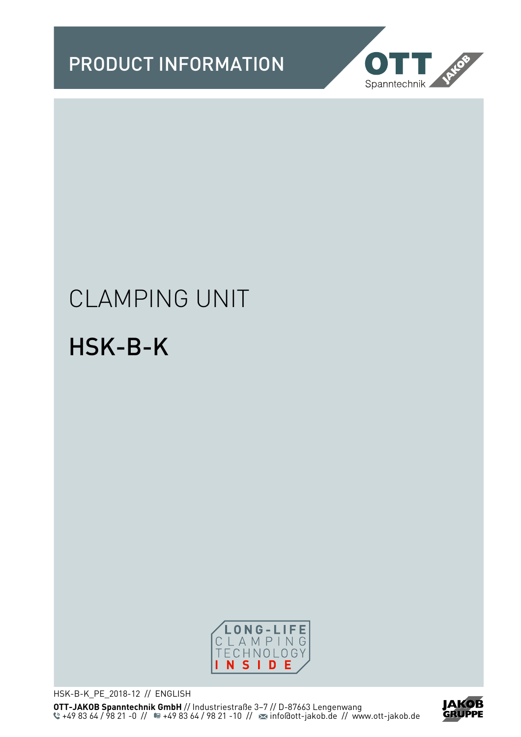# PRODUCT INFORMATION

OTT Spanntechnik JAKOB

CLAMPING UNIT

# HSK-B-K

LONG-LIFE CLAMPING TECHNOLOGY INSIDE

HSK-B-K_PE_2018-12 // ENGLISH

**OTT-JAKOB Spanntechnik GmbH** // Industriestraße 3–7 // D-87663 Lengenwang
+49 83 64 / 98 21 -0 // +49 83 64 / 98 21 -10 // info@ott-jakob.de // www.ott-jakob.de

JAKOB GRUPPE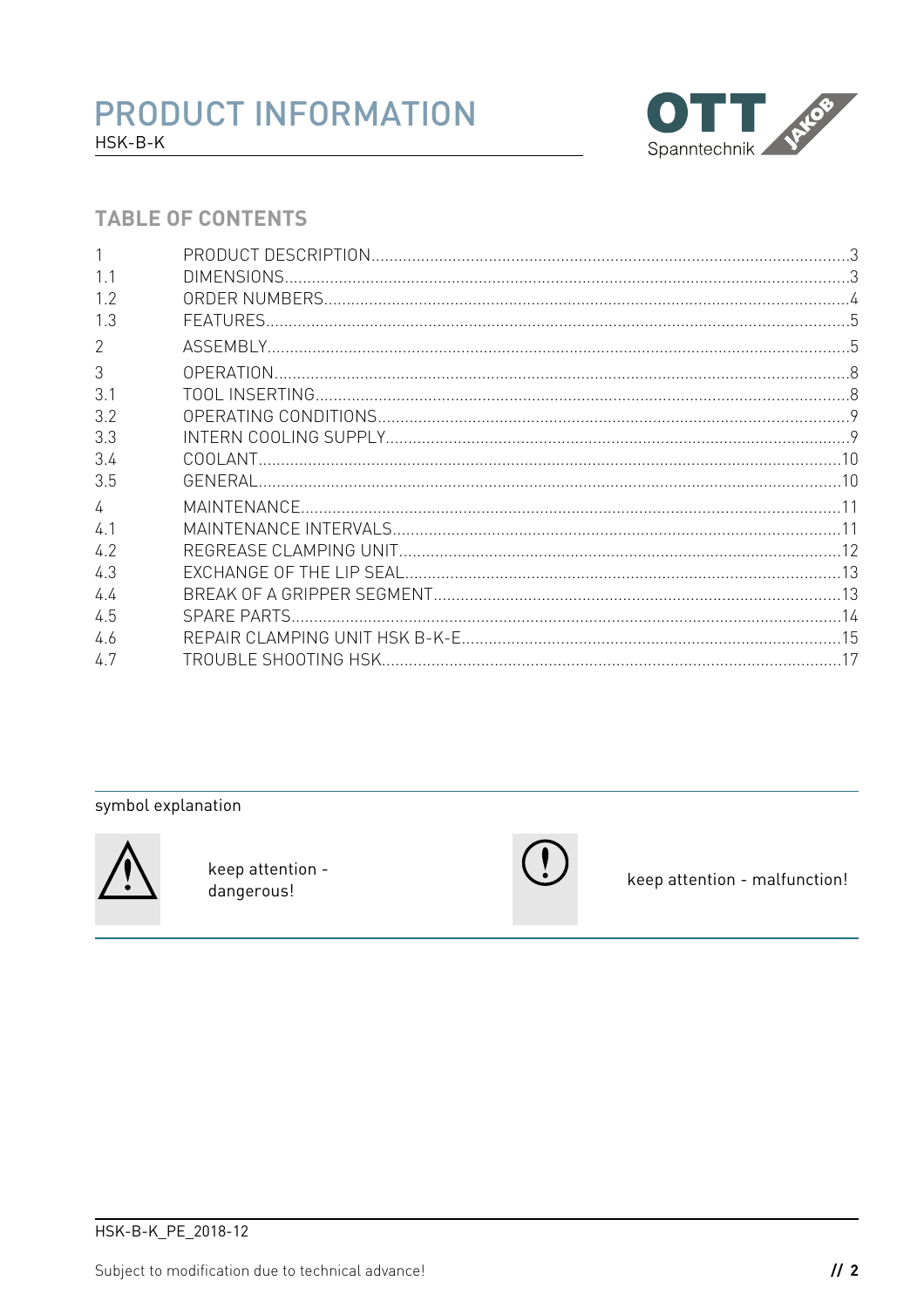# PRODUCT INFORMATION

HSK-B-K

## TABLE OF CONTENTS

| | | |
|---|---|---|
| 1 | PRODUCT DESCRIPTION | 3 |
| 1.1 | DIMENSIONS | 3 |
| 1.2 | ORDER NUMBERS | 4 |
| 1.3 | FEATURES | 5 |
| 2 | ASSEMBLY | 5 |
| 3 | OPERATION | 8 |
| 3.1 | TOOL INSERTING | 8 |
| 3.2 | OPERATING CONDITIONS | 9 |
| 3.3 | INTERN COOLING SUPPLY | 9 |
| 3.4 | COOLANT | 10 |
| 3.5 | GENERAL | 10 |
| 4 | MAINTENANCE | 11 |
| 4.1 | MAINTENANCE INTERVALS | 11 |
| 4.2 | REGREASE CLAMPING UNIT | 12 |
| 4.3 | EXCHANGE OF THE LIP SEAL | 13 |
| 4.4 | BREAK OF A GRIPPER SEGMENT | 13 |
| 4.5 | SPARE PARTS | 14 |
| 4.6 | REPAIR CLAMPING UNIT HSK B-K-E | 15 |
| 4.7 | TROUBLE SHOOTING HSK | 17 |

symbol explanation

| Symbol | Meaning | Symbol | Meaning |
|---|---|---|---|
| ⚠ | keep attention - dangerous! | ! | keep attention - malfunction! |

HSK-B-K_PE_2018-12

Subject to modification due to technical advance!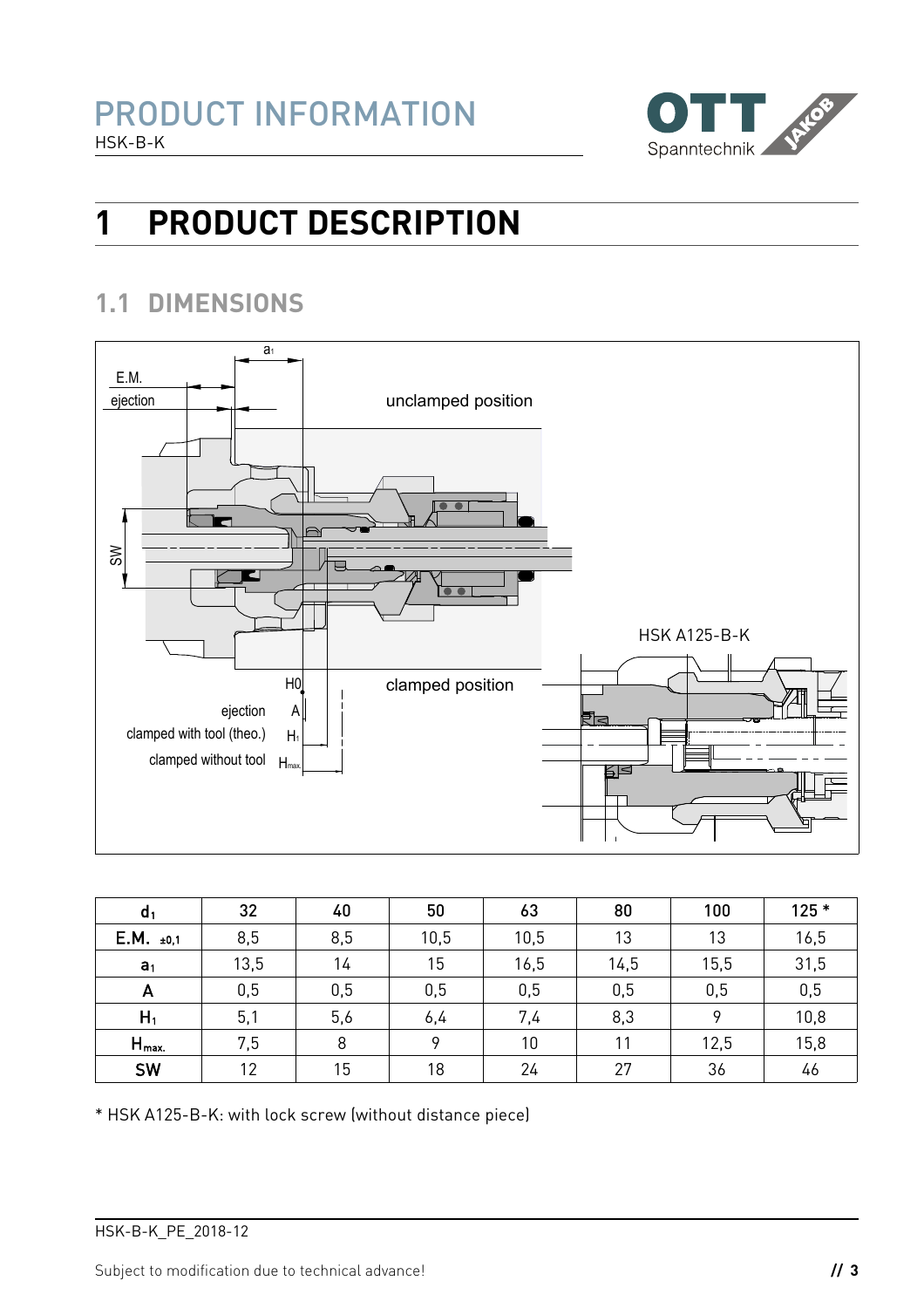# 1 PRODUCT DESCRIPTION

## 1.1 DIMENSIONS

| $d_1$ | 32 | 40 | 50 | 63 | 80 | 100 | 125 * |
|---|---|---|---|---|---|---|---|
| E.M. $_{\pm 0,1}$ | 8,5 | 8,5 | 10,5 | 10,5 | 13 | 13 | 16,5 |
| $a_1$ | 13,5 | 14 | 15 | 16,5 | 14,5 | 15,5 | 31,5 |
| A | 0,5 | 0,5 | 0,5 | 0,5 | 0,5 | 0,5 | 0,5 |
| $H_1$ | 5,1 | 5,6 | 6,4 | 7,4 | 8,3 | 9 | 10,8 |
| $H_{max.}$ | 7,5 | 8 | 9 | 10 | 11 | 12,5 | 15,8 |
| SW | 12 | 15 | 18 | 24 | 27 | 36 | 46 |

* HSK A125-B-K: with lock screw (without distance piece)

HSK-B-K_PE_2018-12

Subject to modification due to technical advance!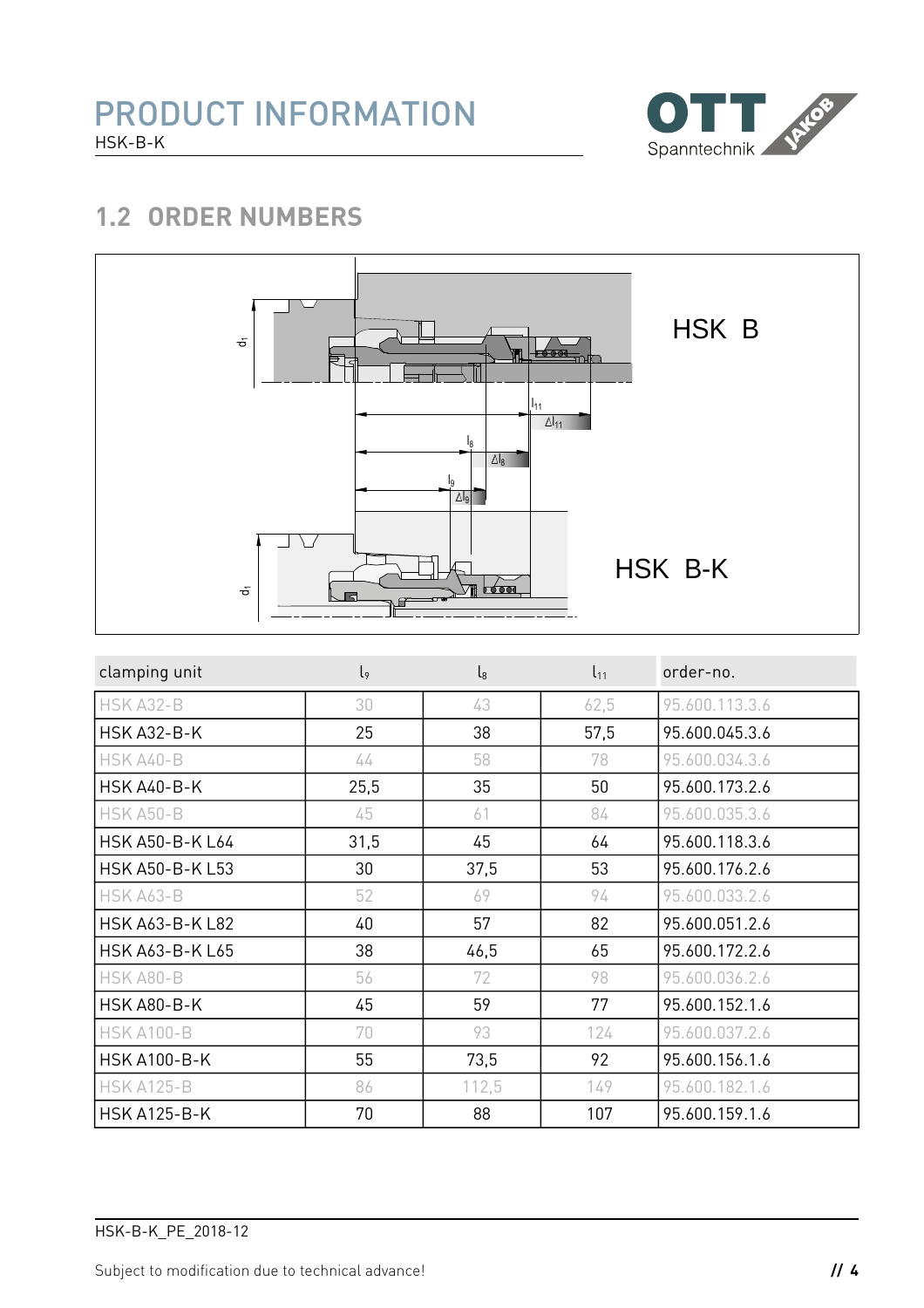## 1.2 ORDER NUMBERS

HSK B

HSK B-K

| clamping unit | $l_9$ | $l_8$ | $l_{11}$ | order-no. |
|---|---|---|---|---|
| HSK A32-B | 30 | 43 | 62,5 | 95.600.113.3.6 |
| HSK A32-B-K | 25 | 38 | 57,5 | 95.600.045.3.6 |
| HSK A40-B | 44 | 58 | 78 | 95.600.034.3.6 |
| HSK A40-B-K | 25,5 | 35 | 50 | 95.600.173.2.6 |
| HSK A50-B | 45 | 61 | 84 | 95.600.035.3.6 |
| HSK A50-B-K L64 | 31,5 | 45 | 64 | 95.600.118.3.6 |
| HSK A50-B-K L53 | 30 | 37,5 | 53 | 95.600.176.2.6 |
| HSK A63-B | 52 | 69 | 94 | 95.600.033.2.6 |
| HSK A63-B-K L82 | 40 | 57 | 82 | 95.600.051.2.6 |
| HSK A63-B-K L65 | 38 | 46,5 | 65 | 95.600.172.2.6 |
| HSK A80-B | 56 | 72 | 98 | 95.600.036.2.6 |
| HSK A80-B-K | 45 | 59 | 77 | 95.600.152.1.6 |
| HSK A100-B | 70 | 93 | 124 | 95.600.037.2.6 |
| HSK A100-B-K | 55 | 73,5 | 92 | 95.600.156.1.6 |
| HSK A125-B | 86 | 112,5 | 149 | 95.600.182.1.6 |
| HSK A125-B-K | 70 | 88 | 107 | 95.600.159.1.6 |

HSK-B-K_PE_2018-12

Subject to modification due to technical advance!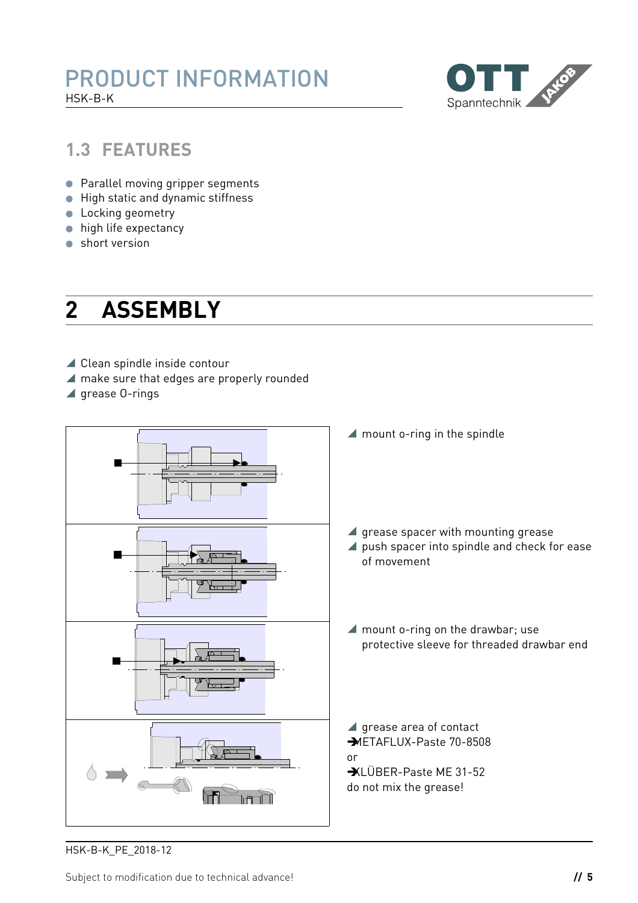## 1.3 FEATURES

- Parallel moving gripper segments
- High static and dynamic stiffness
- Locking geometry
- high life expectancy
- short version

# 2 ASSEMBLY

- Clean spindle inside contour
- make sure that edges are properly rounded
- grease O-rings

- mount o-ring in the spindle

- grease spacer with mounting grease
- push spacer into spindle and check for ease of movement

- mount o-ring on the drawbar; use protective sleeve for threaded drawbar end

- grease area of contact

➔METAFLUX-Paste 70-8508

or

➔KLÜBER-Paste ME 31-52

do not mix the grease!

HSK-B-K_PE_2018-12

Subject to modification due to technical advance!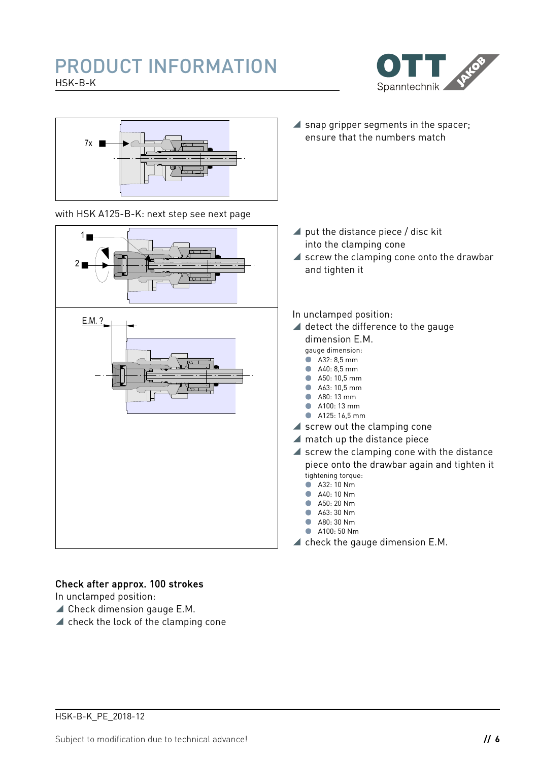7x

- snap gripper segments in the spacer; ensure that the numbers match

with HSK A125-B-K: next step see next page

1

2

- put the distance piece / disc kit into the clamping cone
- screw the clamping cone onto the drawbar and tighten it

E.M. ?

In unclamped position:

- detect the difference to the gauge dimension E.M.

  gauge dimension:
  - A32: 8,5 mm
  - A40: 8,5 mm
  - A50: 10,5 mm
  - A63: 10,5 mm
  - A80: 13 mm
  - A100: 13 mm
  - A125: 16,5 mm
- screw out the clamping cone
- match up the distance piece
- screw the clamping cone with the distance piece onto the drawbar again and tighten it

  tightening torque:
  - A32: 10 Nm
  - A40: 10 Nm
  - A50: 20 Nm
  - A63: 30 Nm
  - A80: 30 Nm
  - A100: 50 Nm
- check the gauge dimension E.M.

**Check after approx. 100 strokes**

In unclamped position:

- Check dimension gauge E.M.
- check the lock of the clamping cone

HSK-B-K_PE_2018-12

Subject to modification due to technical advance!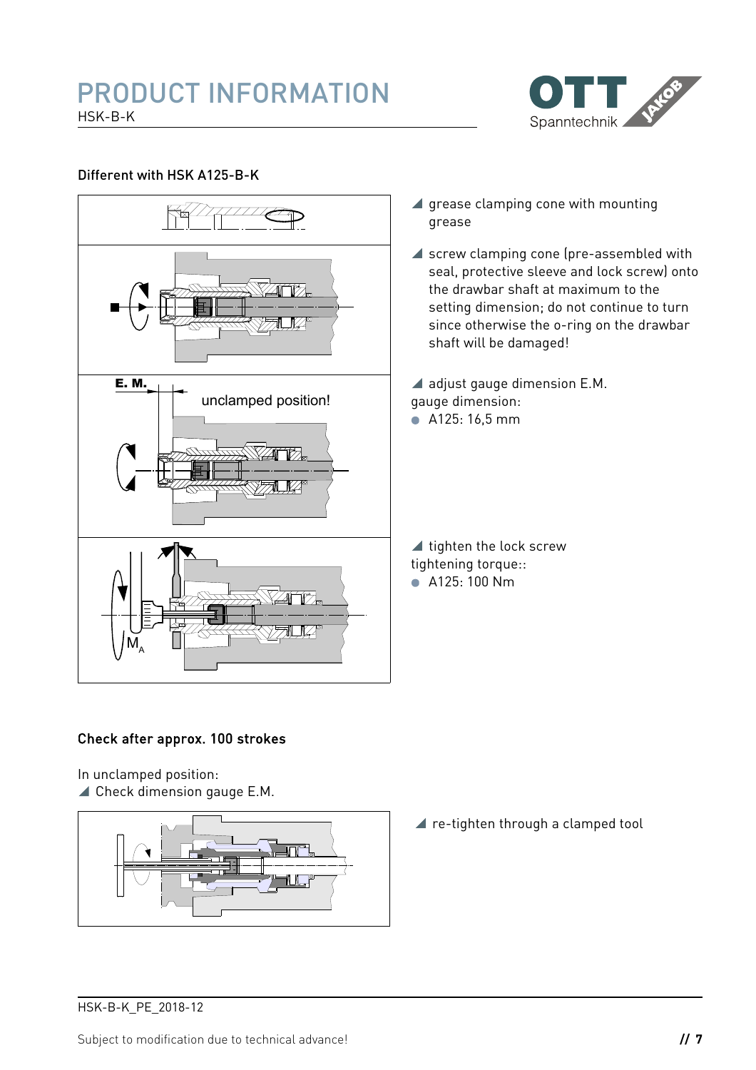## Different with HSK A125-B-K

◢ grease clamping cone with mounting grease

◢ screw clamping cone (pre-assembled with seal, protective sleeve and lock screw) onto the drawbar shaft at maximum to the setting dimension; do not continue to turn since otherwise the o-ring on the drawbar shaft will be damaged!

◢ adjust gauge dimension E.M.
gauge dimension:
- A125: 16,5 mm

◢ tighten the lock screw
tightening torque::
- A125: 100 Nm

## Check after approx. 100 strokes

In unclamped position:
◢ Check dimension gauge E.M.

◢ re-tighten through a clamped tool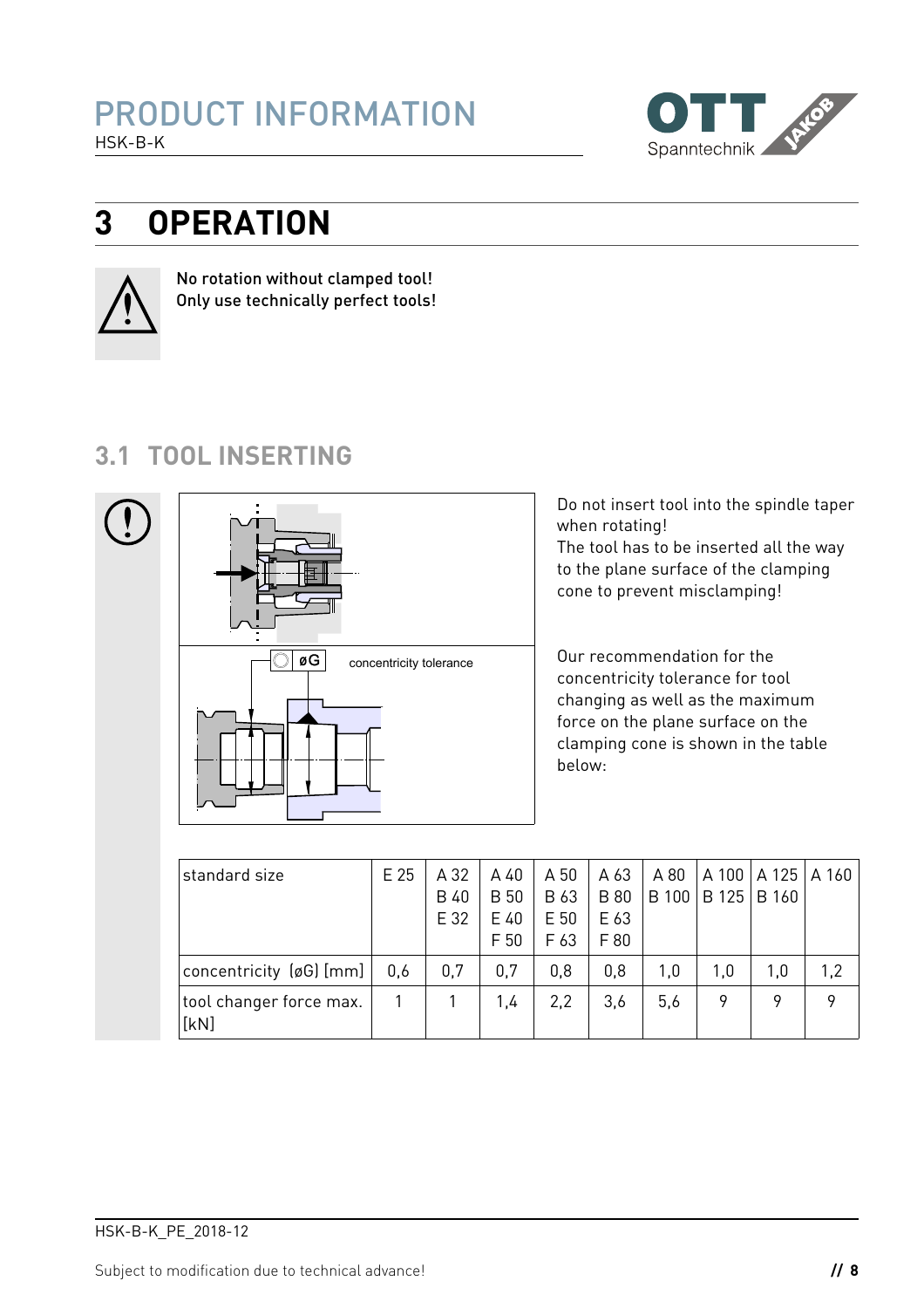# 3 OPERATION

No rotation without clamped tool!
Only use technically perfect tools!

## 3.1 TOOL INSERTING

øG concentricity tolerance

Do not insert tool into the spindle taper when rotating!
The tool has to be inserted all the way to the plane surface of the clamping cone to prevent misclamping!

Our recommendation for the concentricity tolerance for tool changing as well as the maximum force on the plane surface on the clamping cone is shown in the table below:

| standard size | E 25 | A 32 B 40 E 32 | A 40 B 50 E 40 F 50 | A 50 B 63 E 50 F 63 | A 63 B 80 E 63 F 80 | A 80 B 100 | A 100 B 125 | A 125 B 160 | A 160 |
|---|---|---|---|---|---|---|---|---|---|
| concentricity (øG) [mm] | 0,6 | 0,7 | 0,7 | 0,8 | 0,8 | 1,0 | 1,0 | 1,0 | 1,2 |
| tool changer force max. [kN] | 1 | 1 | 1,4 | 2,2 | 3,6 | 5,6 | 9 | 9 | 9 |

HSK-B-K_PE_2018-12

Subject to modification due to technical advance!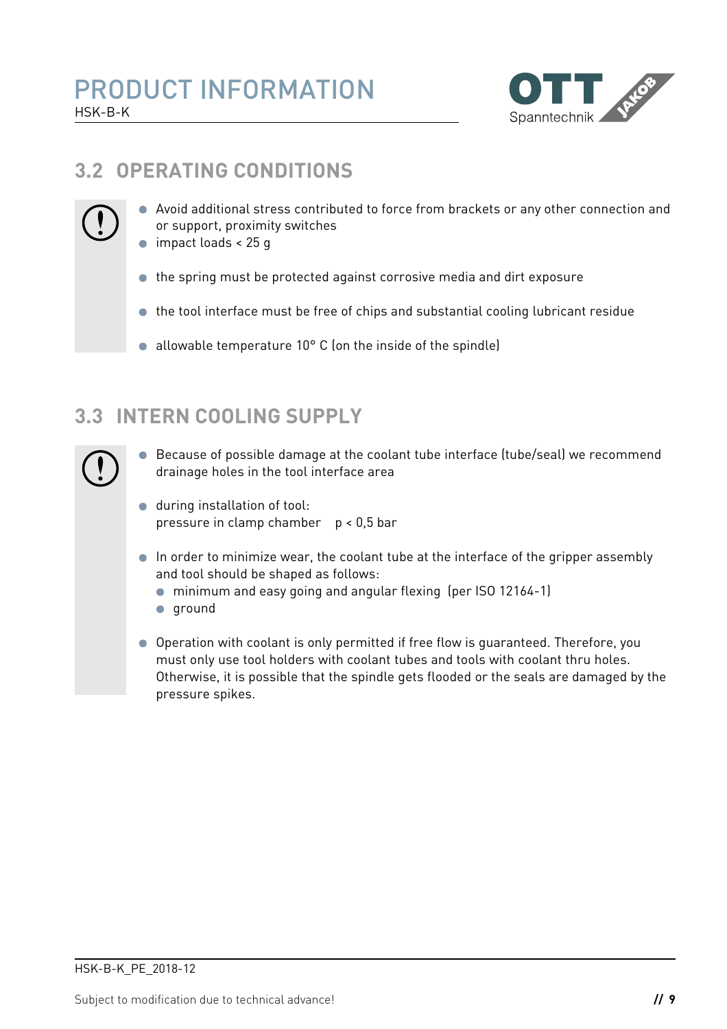## 3.2 OPERATING CONDITIONS

- Avoid additional stress contributed to force from brackets or any other connection and or support, proximity switches
- impact loads < 25 g
- the spring must be protected against corrosive media and dirt exposure
- the tool interface must be free of chips and substantial cooling lubricant residue
- allowable temperature 10° C (on the inside of the spindle)

## 3.3 INTERN COOLING SUPPLY

- Because of possible damage at the coolant tube interface (tube/seal) we recommend drainage holes in the tool interface area
- during installation of tool:
  pressure in clamp chamber p < 0,5 bar
- In order to minimize wear, the coolant tube at the interface of the gripper assembly and tool should be shaped as follows:
  - minimum and easy going and angular flexing (per ISO 12164-1)
  - ground
- Operation with coolant is only permitted if free flow is guaranteed. Therefore, you must only use tool holders with coolant tubes and tools with coolant thru holes. Otherwise, it is possible that the spindle gets flooded or the seals are damaged by the pressure spikes.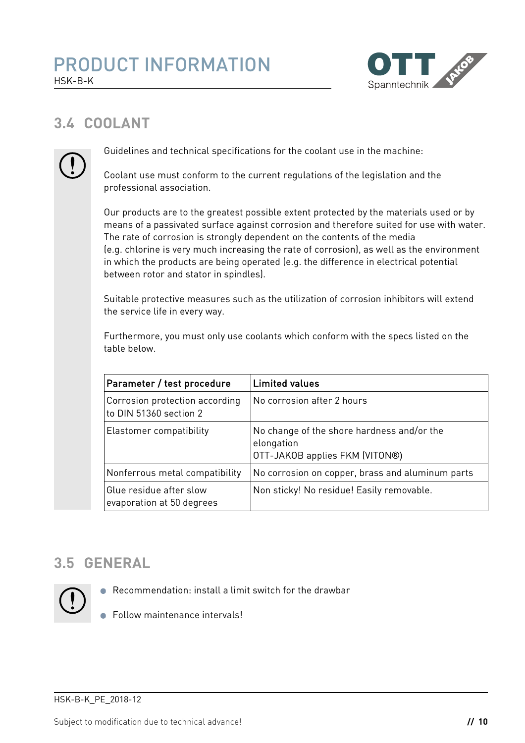## 3.4 COOLANT

Guidelines and technical specifications for the coolant use in the machine:

Coolant use must conform to the current regulations of the legislation and the professional association.

Our products are to the greatest possible extent protected by the materials used or by means of a passivated surface against corrosion and therefore suited for use with water. The rate of corrosion is strongly dependent on the contents of the media (e.g. chlorine is very much increasing the rate of corrosion), as well as the environment in which the products are being operated (e.g. the difference in electrical potential between rotor and stator in spindles).

Suitable protective measures such as the utilization of corrosion inhibitors will extend the service life in every way.

Furthermore, you must only use coolants which conform with the specs listed on the table below.

| Parameter / test procedure | Limited values |
|---|---|
| Corrosion protection according to DIN 51360 section 2 | No corrosion after 2 hours |
| Elastomer compatibility | No change of the shore hardness and/or the elongation<br>OTT-JAKOB applies FKM (VITON®) |
| Nonferrous metal compatibility | No corrosion on copper, brass and aluminum parts |
| Glue residue after slow evaporation at 50 degrees | Non sticky! No residue! Easily removable. |

## 3.5 GENERAL

- Recommendation: install a limit switch for the drawbar
- Follow maintenance intervals!

HSK-B-K_PE_2018-12

Subject to modification due to technical advance!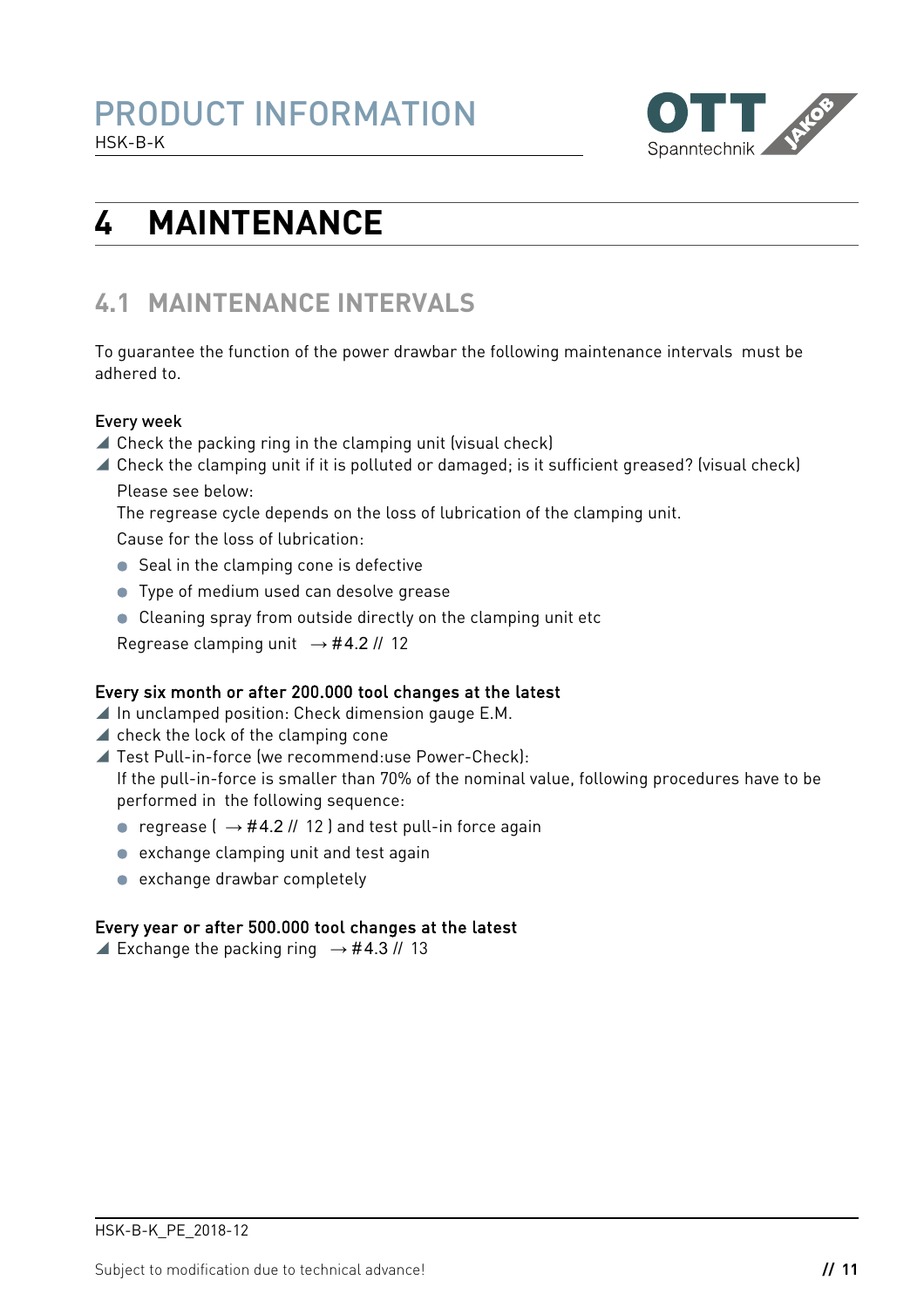# 4 MAINTENANCE

## 4.1 MAINTENANCE INTERVALS

To guarantee the function of the power drawbar the following maintenance intervals  must be adhered to.

**Every week**

- Check the packing ring in the clamping unit (visual check)
- Check the clamping unit if it is polluted or damaged; is it sufficient greased? (visual check)

  Please see below:

  The regrease cycle depends on the loss of lubrication of the clamping unit.

  Cause for the loss of lubrication:

  - Seal in the clamping cone is defective
  - Type of medium used can desolve grease
  - Cleaning spray from outside directly on the clamping unit etc

  Regrease clamping unit  → #4.2 // 12

**Every six month or after 200.000 tool changes at the latest**

- In unclamped position: Check dimension gauge E.M.
- check the lock of the clamping cone
- Test Pull-in-force (we recommend:use Power-Check):

  If the pull-in-force is smaller than 70% of the nominal value, following procedures have to be performed in  the following sequence:

  - regrease ( → #4.2 // 12 ) and test pull-in force again
  - exchange clamping unit and test again
  - exchange drawbar completely

**Every year or after 500.000 tool changes at the latest**

- Exchange the packing ring  → #4.3 // 13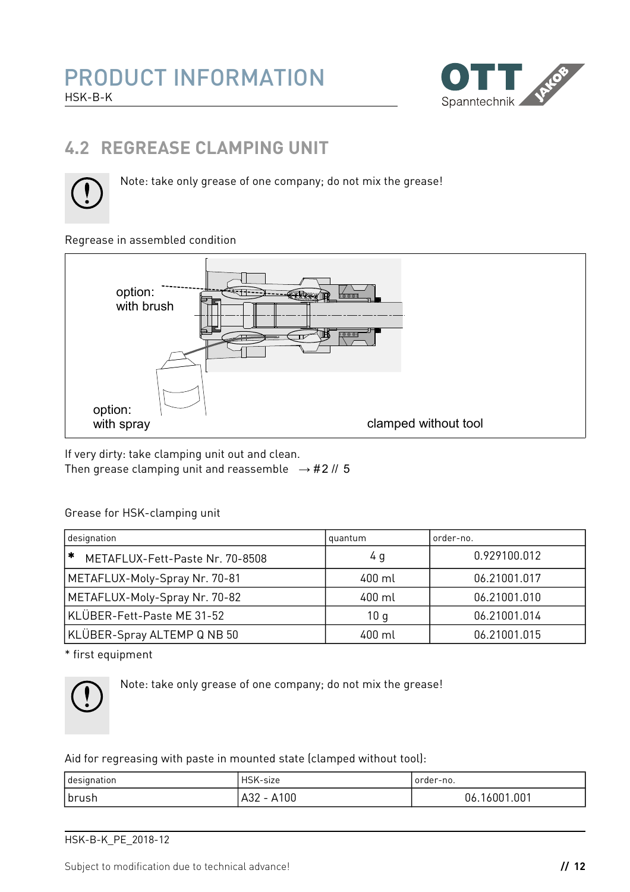## 4.2 REGREASE CLAMPING UNIT

Note: take only grease of one company; do not mix the grease!

Regrease in assembled condition

option: with brush

option: with spray

clamped without tool

If very dirty: take clamping unit out and clean.
Then grease clamping unit and reassemble → #2 // 5

Grease for HSK-clamping unit

| designation | quantum | order-no. |
|---|---|---|
| * METAFLUX-Fett-Paste Nr. 70-8508 | 4 g | 0.929100.012 |
| METAFLUX-Moly-Spray Nr. 70-81 | 400 ml | 06.21001.017 |
| METAFLUX-Moly-Spray Nr. 70-82 | 400 ml | 06.21001.010 |
| KLÜBER-Fett-Paste ME 31-52 | 10 g | 06.21001.014 |
| KLÜBER-Spray ALTEMP Q NB 50 | 400 ml | 06.21001.015 |

* first equipment

Note: take only grease of one company; do not mix the grease!

Aid for regreasing with paste in mounted state (clamped without tool):

| designation | HSK-size | order-no. |
|---|---|---|
| brush | A32 - A100 | 06.16001.001 |

HSK-B-K_PE_2018-12

Subject to modification due to technical advance!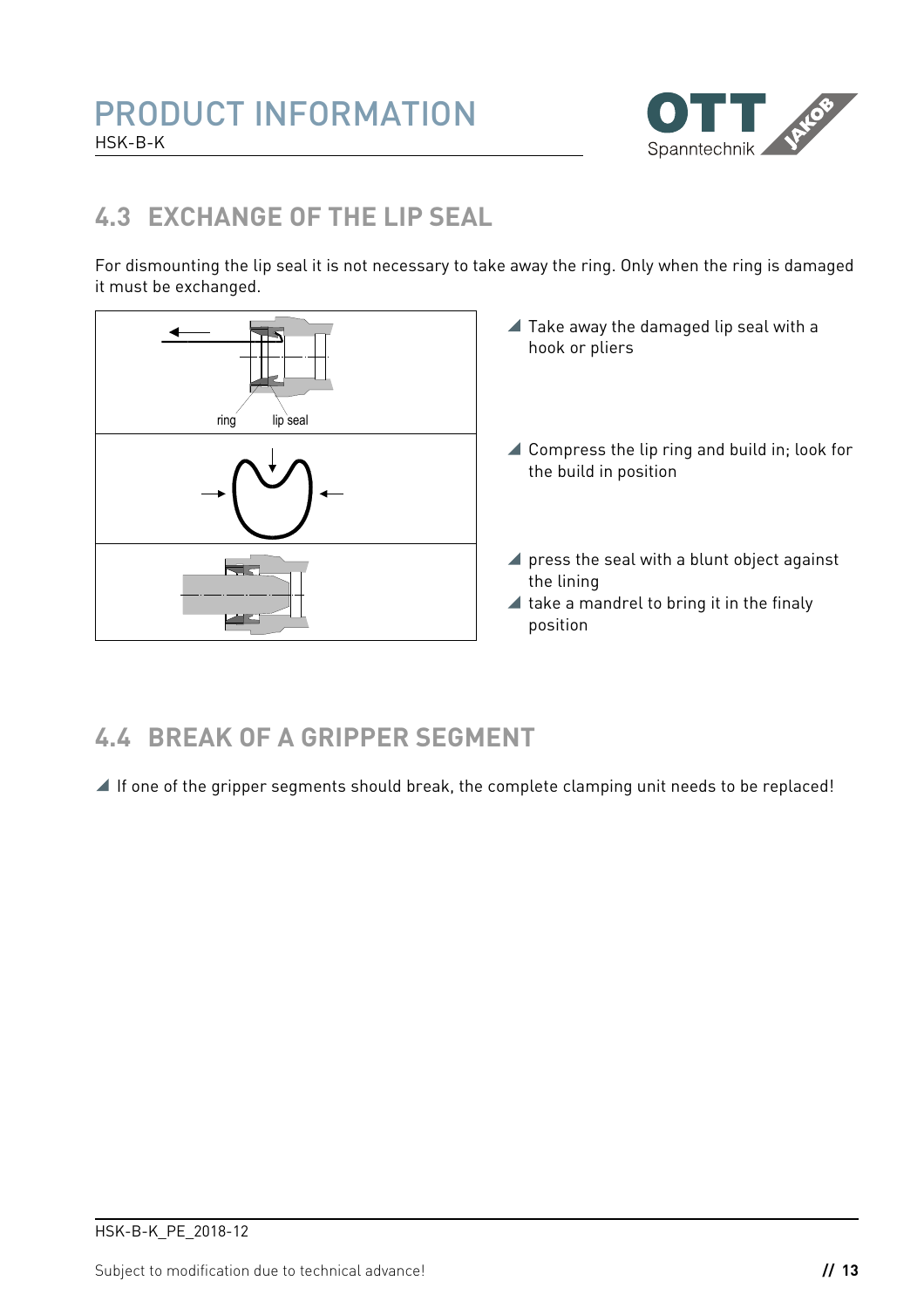## 4.3 EXCHANGE OF THE LIP SEAL

For dismounting the lip seal it is not necessary to take away the ring. Only when the ring is damaged it must be exchanged.

ring lip seal

- Take away the damaged lip seal with a hook or pliers
- Compress the lip ring and build in; look for the build in position
- press the seal with a blunt object against the lining
- take a mandrel to bring it in the finaly position

## 4.4 BREAK OF A GRIPPER SEGMENT

- If one of the gripper segments should break, the complete clamping unit needs to be replaced!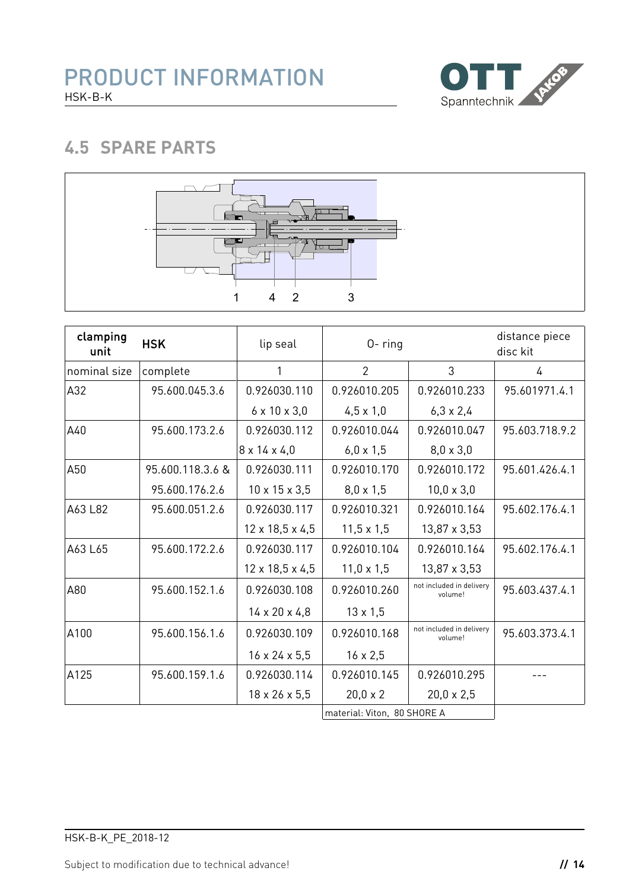## 4.5 SPARE PARTS

| clamping unit | HSK | lip seal | O- ring | | distance piece disc kit |
|---|---|---|---|---|---|
| nominal size | complete | 1 | 2 | 3 | 4 |
| A32 | 95.600.045.3.6 | 0.926030.110<br>6 x 10 x 3,0 | 0.926010.205<br>4,5 x 1,0 | 0.926010.233<br>6,3 x 2,4 | 95.601971.4.1 |
| A40 | 95.600.173.2.6 | 0.926030.112<br>8 x 14 x 4,0 | 0.926010.044<br>6,0 x 1,5 | 0.926010.047<br>8,0 x 3,0 | 95.603.718.9.2 |
| A50 | 95.600.118.3.6 &<br>95.600.176.2.6 | 0.926030.111<br>10 x 15 x 3,5 | 0.926010.170<br>8,0 x 1,5 | 0.926010.172<br>10,0 x 3,0 | 95.601.426.4.1 |
| A63 L82 | 95.600.051.2.6 | 0.926030.117<br>12 x 18,5 x 4,5 | 0.926010.321<br>11,5 x 1,5 | 0.926010.164<br>13,87 x 3,53 | 95.602.176.4.1 |
| A63 L65 | 95.600.172.2.6 | 0.926030.117<br>12 x 18,5 x 4,5 | 0.926010.104<br>11,0 x 1,5 | 0.926010.164<br>13,87 x 3,53 | 95.602.176.4.1 |
| A80 | 95.600.152.1.6 | 0.926030.108<br>14 x 20 x 4,8 | 0.926010.260<br>13 x 1,5 | not included in delivery volume! | 95.603.437.4.1 |
| A100 | 95.600.156.1.6 | 0.926030.109<br>16 x 24 x 5,5 | 0.926010.168<br>16 x 2,5 | not included in delivery volume! | 95.603.373.4.1 |
| A125 | 95.600.159.1.6 | 0.926030.114<br>18 x 26 x 5,5 | 0.926010.145<br>20,0 x 2 | 0.926010.295<br>20,0 x 2,5 | --- |
| | | | material: Viton, 80 SHORE A | | |

HSK-B-K_PE_2018-12

Subject to modification due to technical advance!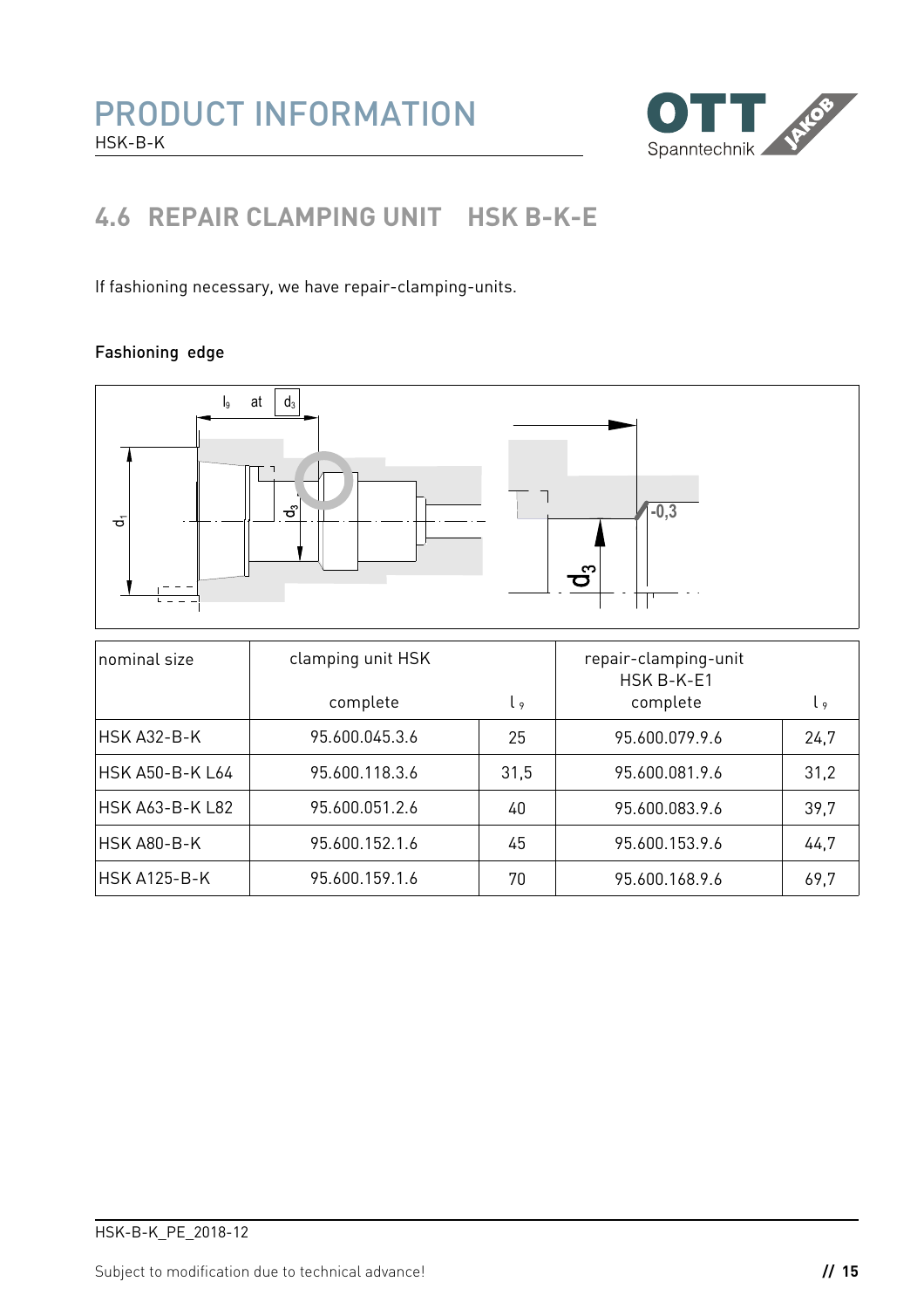## 4.6 REPAIR CLAMPING UNIT HSK B-K-E

If fashioning necessary, we have repair-clamping-units.

Fashioning edge

| nominal size | clamping unit HSK complete | $l_9$ | repair-clamping-unit HSK B-K-E1 complete | $l_9$ |
|---|---|---|---|---|
| HSK A32-B-K | 95.600.045.3.6 | 25 | 95.600.079.9.6 | 24,7 |
| HSK A50-B-K L64 | 95.600.118.3.6 | 31,5 | 95.600.081.9.6 | 31,2 |
| HSK A63-B-K L82 | 95.600.051.2.6 | 40 | 95.600.083.9.6 | 39,7 |
| HSK A80-B-K | 95.600.152.1.6 | 45 | 95.600.153.9.6 | 44,7 |
| HSK A125-B-K | 95.600.159.1.6 | 70 | 95.600.168.9.6 | 69,7 |

HSK-B-K_PE_2018-12

Subject to modification due to technical advance!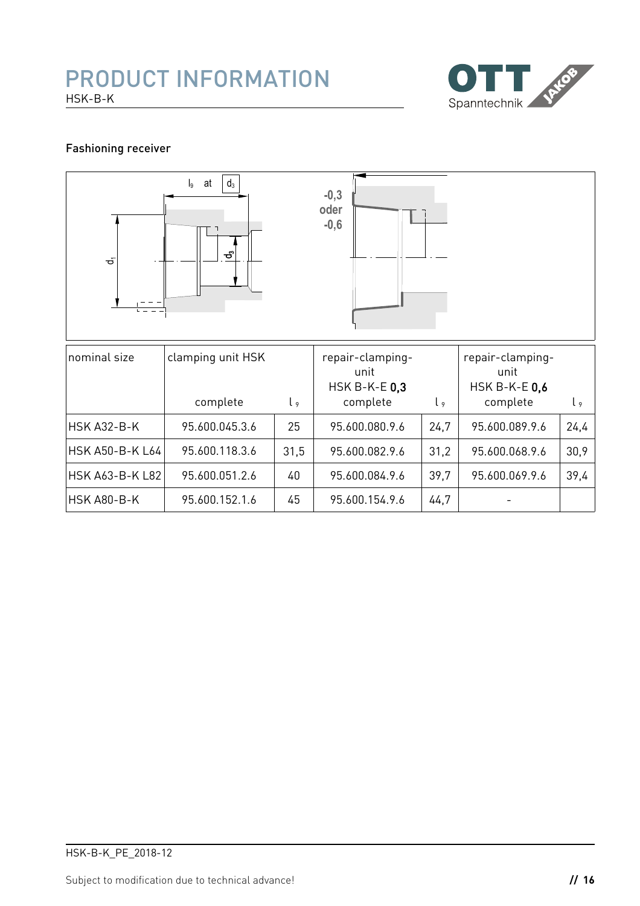# PRODUCT INFORMATION

HSK-B-K

Fashioning receiver

$l_9$ at $d_3$

-0,3 oder -0,6

| nominal size | clamping unit HSK complete | $l_9$ | repair-clamping-unit HSK B-K-E **0,3** complete | $l_9$ | repair-clamping-unit HSK B-K-E **0,6** complete | $l_9$ |
|---|---|---|---|---|---|---|
| HSK A32-B-K | 95.600.045.3.6 | 25 | 95.600.080.9.6 | 24,7 | 95.600.089.9.6 | 24,4 |
| HSK A50-B-K L64 | 95.600.118.3.6 | 31,5 | 95.600.082.9.6 | 31,2 | 95.600.068.9.6 | 30,9 |
| HSK A63-B-K L82 | 95.600.051.2.6 | 40 | 95.600.084.9.6 | 39,7 | 95.600.069.9.6 | 39,4 |
| HSK A80-B-K | 95.600.152.1.6 | 45 | 95.600.154.9.6 | 44,7 | - | |

HSK-B-K_PE_2018-12

Subject to modification due to technical advance!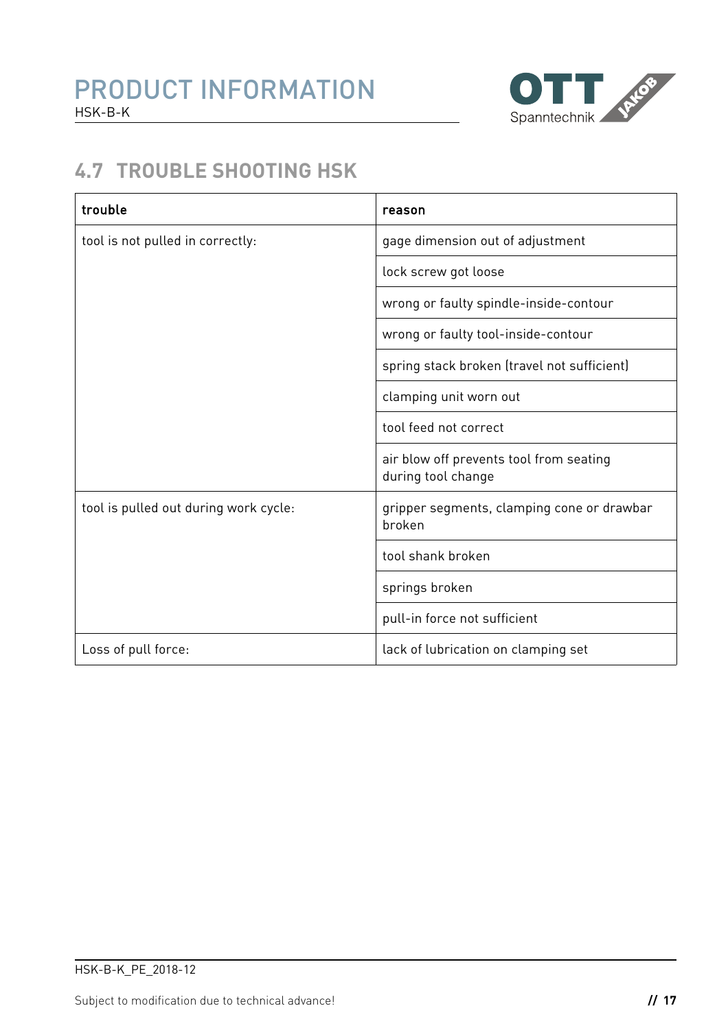## 4.7 TROUBLE SHOOTING HSK

| trouble | reason |
|---|---|
| tool is not pulled in correctly: | gage dimension out of adjustment |
| | lock screw got loose |
| | wrong or faulty spindle-inside-contour |
| | wrong or faulty tool-inside-contour |
| | spring stack broken (travel not sufficient) |
| | clamping unit worn out |
| | tool feed not correct |
| | air blow off prevents tool from seating during tool change |
| tool is pulled out during work cycle: | gripper segments, clamping cone or drawbar broken |
| | tool shank broken |
| | springs broken |
| | pull-in force not sufficient |
| Loss of pull force: | lack of lubrication on clamping set |